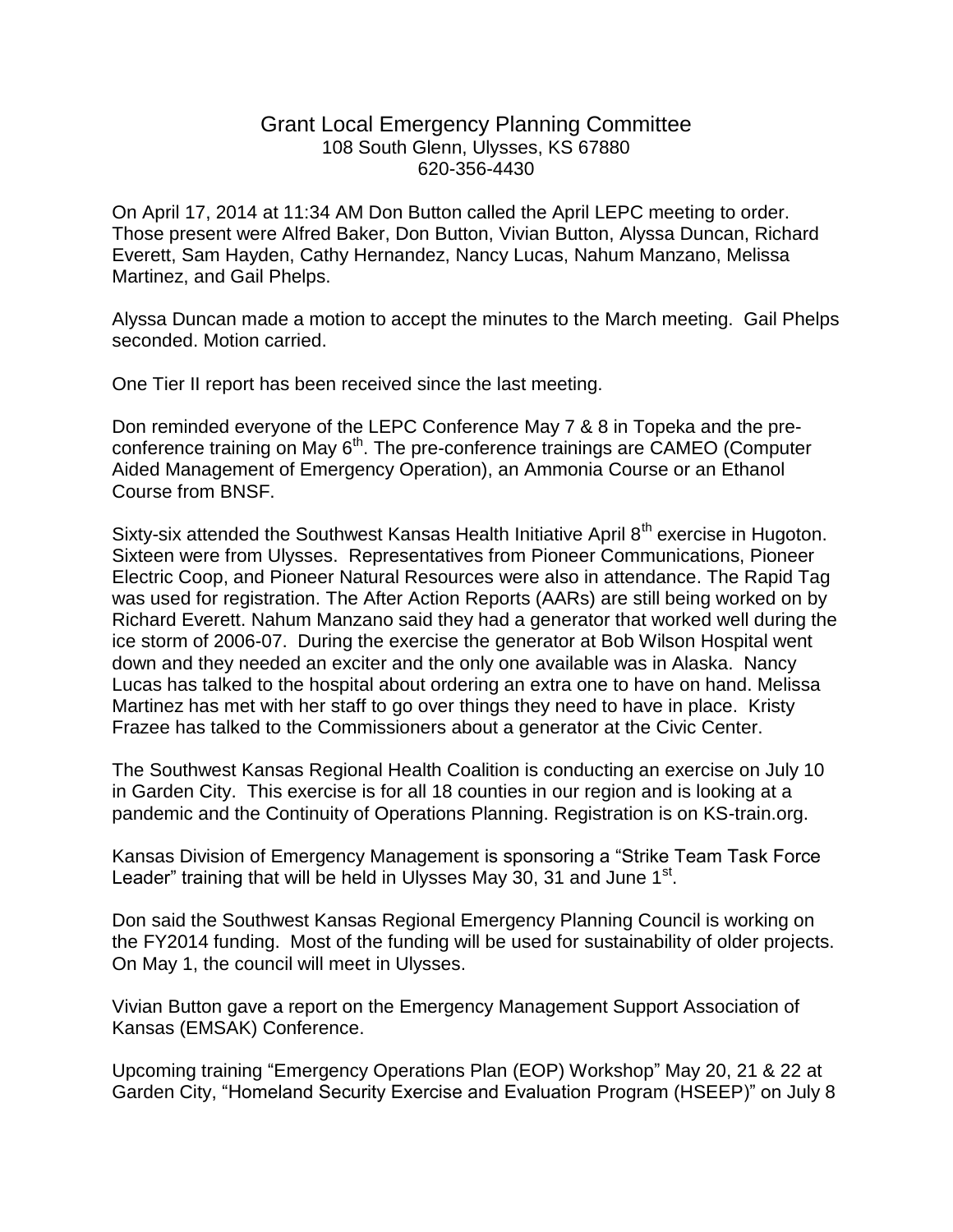# Grant Local Emergency Planning Committee

108 South Glenn, Ulysses, KS 67880
620-356-4430

On April 17, 2014 at 11:34 AM Don Button called the April LEPC meeting to order. Those present were Alfred Baker, Don Button, Vivian Button, Alyssa Duncan, Richard Everett, Sam Hayden, Cathy Hernandez, Nancy Lucas, Nahum Manzano, Melissa Martinez, and Gail Phelps.

Alyssa Duncan made a motion to accept the minutes to the March meeting. Gail Phelps seconded. Motion carried.

One Tier II report has been received since the last meeting.

Don reminded everyone of the LEPC Conference May 7 & 8 in Topeka and the pre-conference training on May 6th. The pre-conference trainings are CAMEO (Computer Aided Management of Emergency Operation), an Ammonia Course or an Ethanol Course from BNSF.

Sixty-six attended the Southwest Kansas Health Initiative April 8th exercise in Hugoton. Sixteen were from Ulysses. Representatives from Pioneer Communications, Pioneer Electric Coop, and Pioneer Natural Resources were also in attendance. The Rapid Tag was used for registration. The After Action Reports (AARs) are still being worked on by Richard Everett. Nahum Manzano said they had a generator that worked well during the ice storm of 2006-07. During the exercise the generator at Bob Wilson Hospital went down and they needed an exciter and the only one available was in Alaska. Nancy Lucas has talked to the hospital about ordering an extra one to have on hand. Melissa Martinez has met with her staff to go over things they need to have in place. Kristy Frazee has talked to the Commissioners about a generator at the Civic Center.

The Southwest Kansas Regional Health Coalition is conducting an exercise on July 10 in Garden City. This exercise is for all 18 counties in our region and is looking at a pandemic and the Continuity of Operations Planning. Registration is on KS-train.org.

Kansas Division of Emergency Management is sponsoring a "Strike Team Task Force Leader" training that will be held in Ulysses May 30, 31 and June 1st.

Don said the Southwest Kansas Regional Emergency Planning Council is working on the FY2014 funding. Most of the funding will be used for sustainability of older projects. On May 1, the council will meet in Ulysses.

Vivian Button gave a report on the Emergency Management Support Association of Kansas (EMSAK) Conference.

Upcoming training "Emergency Operations Plan (EOP) Workshop" May 20, 21 & 22 at Garden City, "Homeland Security Exercise and Evaluation Program (HSEEP)" on July 8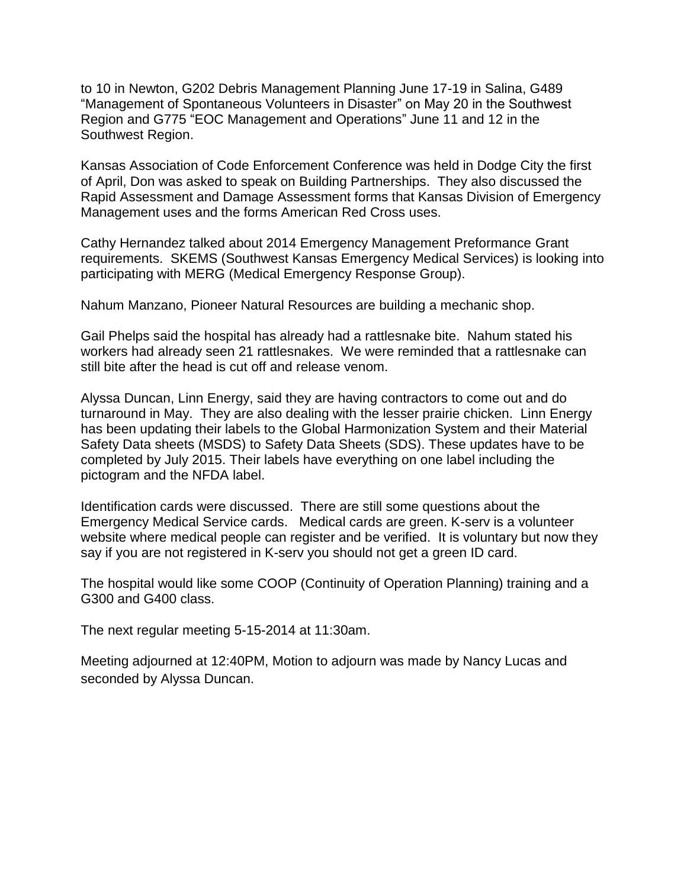to 10 in Newton, G202 Debris Management Planning June 17-19 in Salina, G489 "Management of Spontaneous Volunteers in Disaster" on May 20 in the Southwest Region and G775 "EOC Management and Operations" June 11 and 12 in the Southwest Region.

Kansas Association of Code Enforcement Conference was held in Dodge City the first of April, Don was asked to speak on Building Partnerships. They also discussed the Rapid Assessment and Damage Assessment forms that Kansas Division of Emergency Management uses and the forms American Red Cross uses.

Cathy Hernandez talked about 2014 Emergency Management Preformance Grant requirements. SKEMS (Southwest Kansas Emergency Medical Services) is looking into participating with MERG (Medical Emergency Response Group).

Nahum Manzano, Pioneer Natural Resources are building a mechanic shop.

Gail Phelps said the hospital has already had a rattlesnake bite. Nahum stated his workers had already seen 21 rattlesnakes. We were reminded that a rattlesnake can still bite after the head is cut off and release venom.

Alyssa Duncan, Linn Energy, said they are having contractors to come out and do turnaround in May. They are also dealing with the lesser prairie chicken. Linn Energy has been updating their labels to the Global Harmonization System and their Material Safety Data sheets (MSDS) to Safety Data Sheets (SDS). These updates have to be completed by July 2015. Their labels have everything on one label including the pictogram and the NFDA label.

Identification cards were discussed. There are still some questions about the Emergency Medical Service cards. Medical cards are green. K-serv is a volunteer website where medical people can register and be verified. It is voluntary but now they say if you are not registered in K-serv you should not get a green ID card.

The hospital would like some COOP (Continuity of Operation Planning) training and a G300 and G400 class.

The next regular meeting 5-15-2014 at 11:30am.

Meeting adjourned at 12:40PM, Motion to adjourn was made by Nancy Lucas and seconded by Alyssa Duncan.